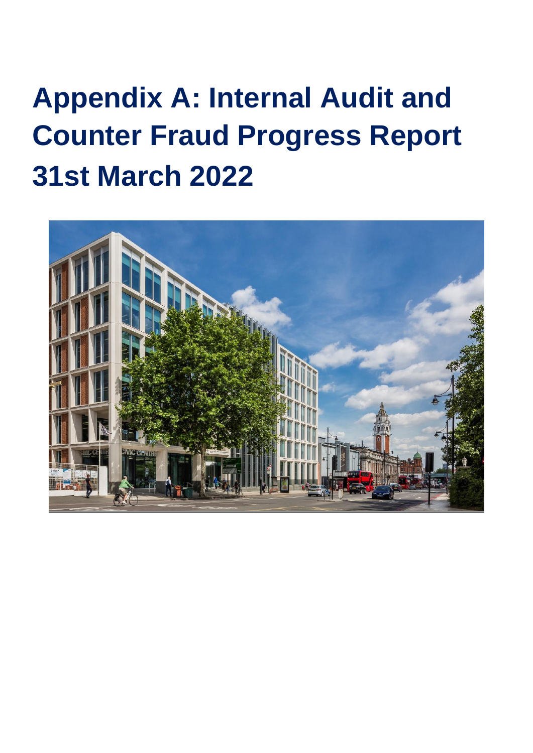# Appendix A: Internal Audit and Counter Fraud Progress Report 31st March 2022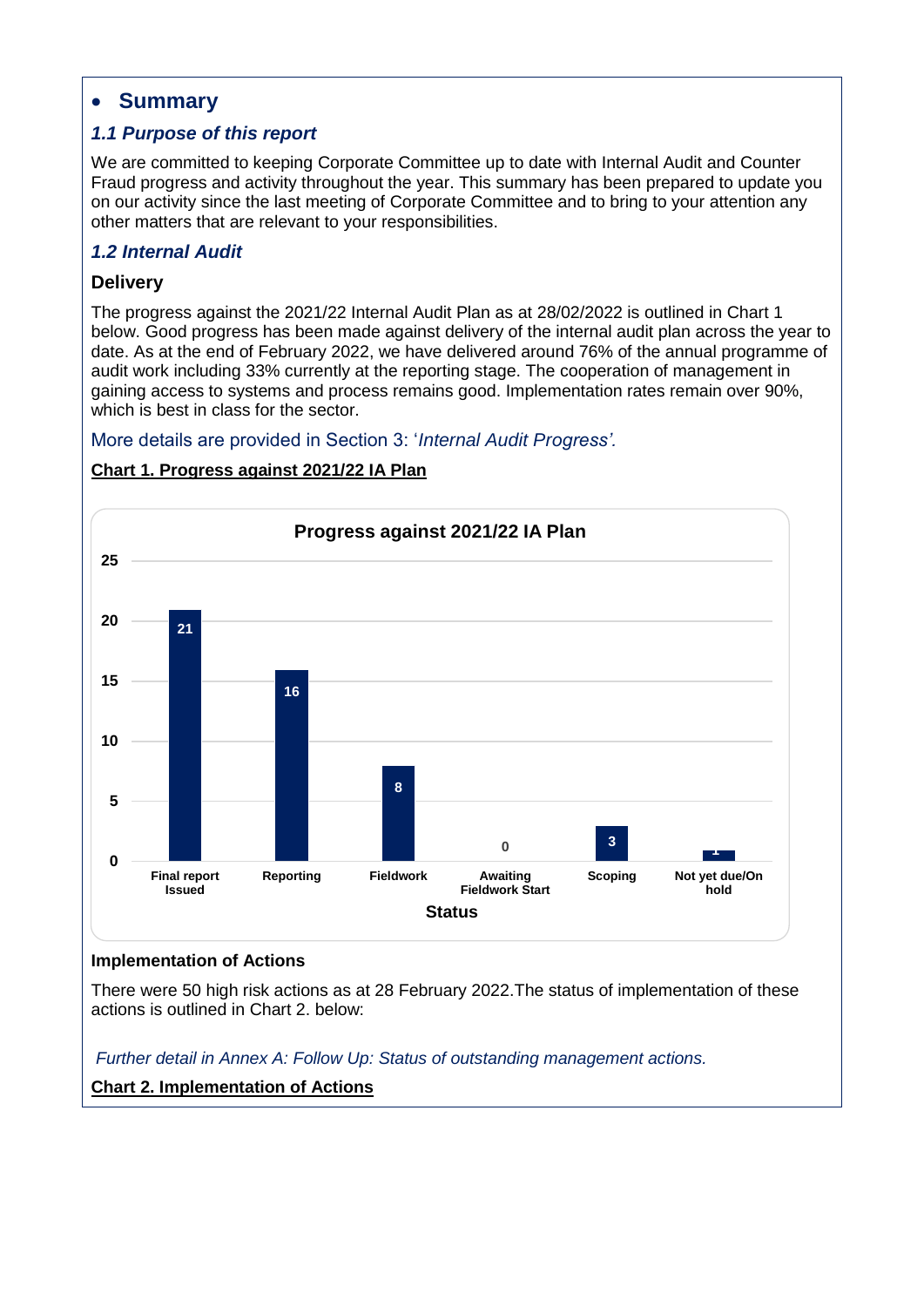## • Summary

### *1.1 Purpose of this report*

We are committed to keeping Corporate Committee up to date with Internal Audit and Counter Fraud progress and activity throughout the year. This summary has been prepared to update you on our activity since the last meeting of Corporate Committee and to bring to your attention any other matters that are relevant to your responsibilities.

### *1.2 Internal Audit*

**Delivery**

The progress against the 2021/22 Internal Audit Plan as at 28/02/2022 is outlined in Chart 1 below. Good progress has been made against delivery of the internal audit plan across the year to date. As at the end of February 2022, we have delivered around 76% of the annual programme of audit work including 33% currently at the reporting stage. The cooperation of management in gaining access to systems and process remains good. Implementation rates remain over 90%, which is best in class for the sector.

More details are provided in Section 3: '*Internal Audit Progress'.*

**Chart 1. Progress against 2021/22 IA Plan**

**Progress against 2021/22 IA Plan**

| Status | Number |
| --- | --- |
| Final report Issued | 21 |
| Reporting | 16 |
| Fieldwork | 8 |
| Awaiting Fieldwork Start | 0 |
| Scoping | 3 |
| Not yet due/On hold | 1 |

**Implementation of Actions**

There were 50 high risk actions as at 28 February 2022.The status of implementation of these actions is outlined in Chart 2. below:

*Further detail in Annex A: Follow Up: Status of outstanding management actions.*

**Chart 2. Implementation of Actions**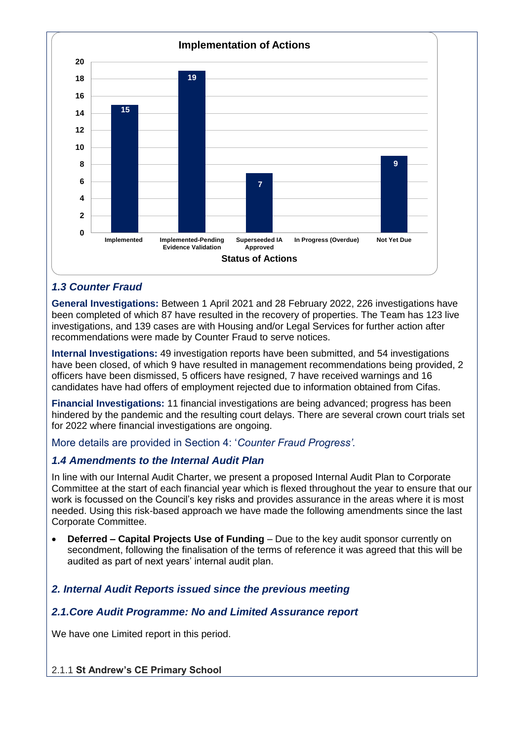**Implementation of Actions**

| Status of Actions | Number |
|---|---|
| Implemented | 15 |
| Implemented-Pending Evidence Validation | 19 |
| Superseeded IA Approved | 7 |
| In Progress (Overdue) | |
| Not Yet Due | 9 |

### *1.3 Counter Fraud*

**General Investigations:** Between 1 April 2021 and 28 February 2022, 226 investigations have been completed of which 87 have resulted in the recovery of properties. The Team has 123 live investigations, and 139 cases are with Housing and/or Legal Services for further action after recommendations were made by Counter Fraud to serve notices.

**Internal Investigations:** 49 investigation reports have been submitted, and 54 investigations have been closed, of which 9 have resulted in management recommendations being provided, 2 officers have been dismissed, 5 officers have resigned, 7 have received warnings and 16 candidates have had offers of employment rejected due to information obtained from Cifas.

**Financial Investigations:** 11 financial investigations are being advanced; progress has been hindered by the pandemic and the resulting court delays. There are several crown court trials set for 2022 where financial investigations are ongoing.

More details are provided in Section 4: '*Counter Fraud Progress'.*

### *1.4 Amendments to the Internal Audit Plan*

In line with our Internal Audit Charter, we present a proposed Internal Audit Plan to Corporate Committee at the start of each financial year which is flexed throughout the year to ensure that our work is focussed on the Council's key risks and provides assurance in the areas where it is most needed. Using this risk-based approach we have made the following amendments since the last Corporate Committee.

- **Deferred – Capital Projects Use of Funding** – Due to the key audit sponsor currently on secondment, following the finalisation of the terms of reference it was agreed that this will be audited as part of next years' internal audit plan.

## *2. Internal Audit Reports issued since the previous meeting*

### *2.1.Core Audit Programme: No and Limited Assurance report*

We have one Limited report in this period.

2.1.1 **St Andrew's CE Primary School**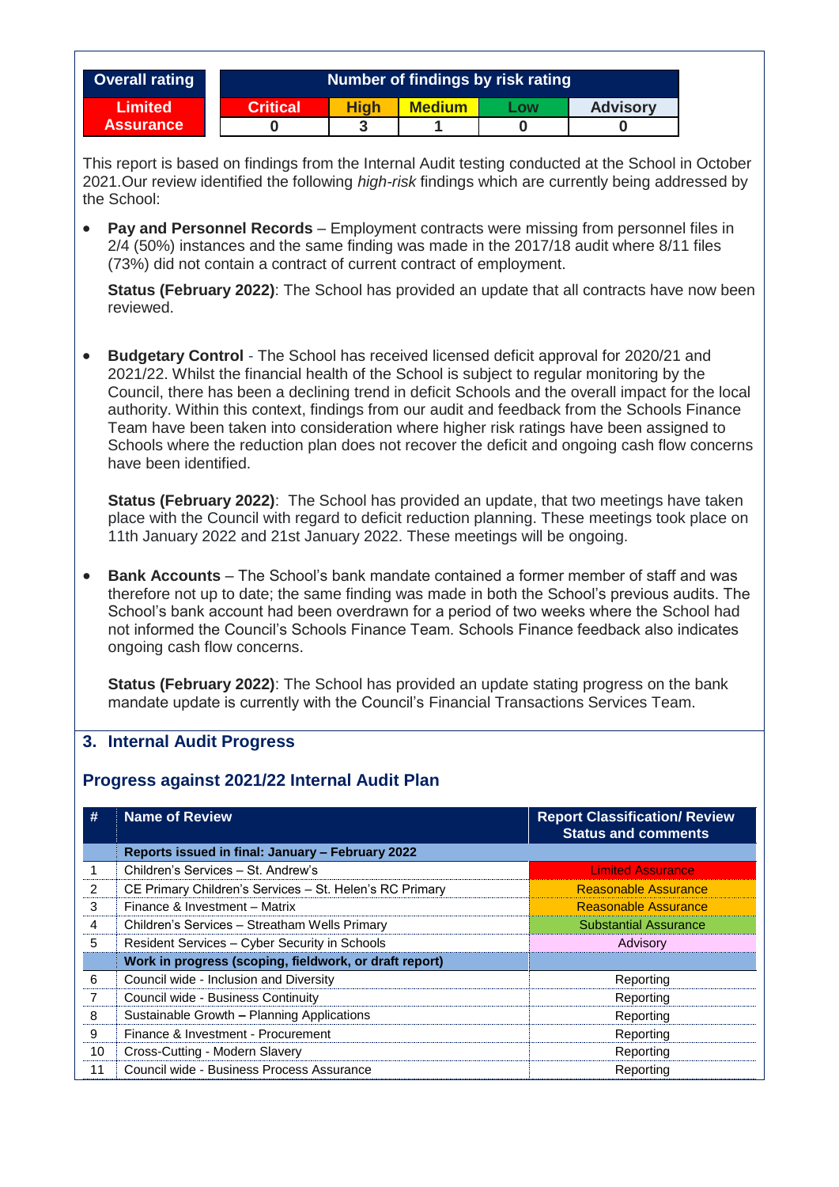| Overall rating | Number of findings by risk rating | | | | |
|---|---|---|---|---|---|
| | Critical | High | Medium | Low | Advisory |
| Limited Assurance | 0 | 3 | 1 | 0 | 0 |

This report is based on findings from the Internal Audit testing conducted at the School in October 2021.Our review identified the following *high-risk* findings which are currently being addressed by the School:

- **Pay and Personnel Records** – Employment contracts were missing from personnel files in 2/4 (50%) instances and the same finding was made in the 2017/18 audit where 8/11 files (73%) did not contain a contract of current contract of employment.

  **Status (February 2022)**: The School has provided an update that all contracts have now been reviewed.

- **Budgetary Control** - The School has received licensed deficit approval for 2020/21 and 2021/22. Whilst the financial health of the School is subject to regular monitoring by the Council, there has been a declining trend in deficit Schools and the overall impact for the local authority. Within this context, findings from our audit and feedback from the Schools Finance Team have been taken into consideration where higher risk ratings have been assigned to Schools where the reduction plan does not recover the deficit and ongoing cash flow concerns have been identified.

  **Status (February 2022)**: The School has provided an update, that two meetings have taken place with the Council with regard to deficit reduction planning. These meetings took place on 11th January 2022 and 21st January 2022. These meetings will be ongoing.

- **Bank Accounts** – The School's bank mandate contained a former member of staff and was therefore not up to date; the same finding was made in both the School's previous audits. The School's bank account had been overdrawn for a period of two weeks where the School had not informed the Council's Schools Finance Team. Schools Finance feedback also indicates ongoing cash flow concerns.

  **Status (February 2022)**: The School has provided an update stating progress on the bank mandate update is currently with the Council's Financial Transactions Services Team.

## 3. Internal Audit Progress

### Progress against 2021/22 Internal Audit Plan

| # | Name of Review | Report Classification/ Review Status and comments |
|---|---|---|
| | **Reports issued in final: January – February 2022** | |
| 1 | Children's Services – St. Andrew's | Limited Assurance |
| 2 | CE Primary Children's Services – St. Helen's RC Primary | Reasonable Assurance |
| 3 | Finance & Investment – Matrix | Reasonable Assurance |
| 4 | Children's Services – Streatham Wells Primary | Substantial Assurance |
| 5 | Resident Services – Cyber Security in Schools | Advisory |
| | **Work in progress (scoping, fieldwork, or draft report)** | |
| 6 | Council wide - Inclusion and Diversity | Reporting |
| 7 | Council wide - Business Continuity | Reporting |
| 8 | Sustainable Growth – Planning Applications | Reporting |
| 9 | Finance & Investment - Procurement | Reporting |
| 10 | Cross-Cutting - Modern Slavery | Reporting |
| 11 | Council wide - Business Process Assurance | Reporting |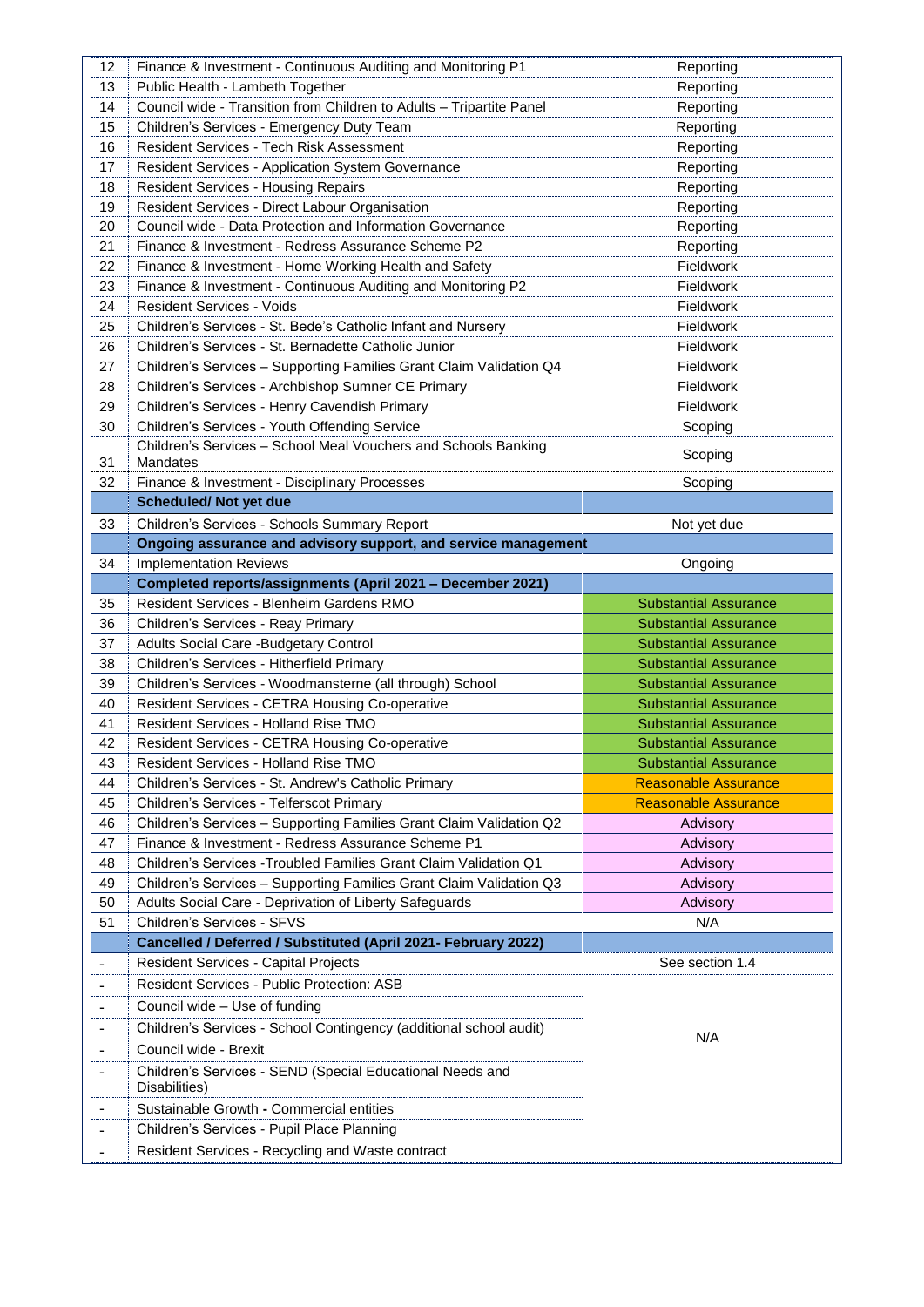| | | |
|---|---|---|
| 12 | Finance & Investment - Continuous Auditing and Monitoring P1 | Reporting |
| 13 | Public Health - Lambeth Together | Reporting |
| 14 | Council wide - Transition from Children to Adults – Tripartite Panel | Reporting |
| 15 | Children's Services - Emergency Duty Team | Reporting |
| 16 | Resident Services - Tech Risk Assessment | Reporting |
| 17 | Resident Services - Application System Governance | Reporting |
| 18 | Resident Services - Housing Repairs | Reporting |
| 19 | Resident Services - Direct Labour Organisation | Reporting |
| 20 | Council wide - Data Protection and Information Governance | Reporting |
| 21 | Finance & Investment - Redress Assurance Scheme P2 | Reporting |
| 22 | Finance & Investment - Home Working Health and Safety | Fieldwork |
| 23 | Finance & Investment - Continuous Auditing and Monitoring P2 | Fieldwork |
| 24 | Resident Services - Voids | Fieldwork |
| 25 | Children's Services - St. Bede's Catholic Infant and Nursery | Fieldwork |
| 26 | Children's Services - St. Bernadette Catholic Junior | Fieldwork |
| 27 | Children's Services – Supporting Families Grant Claim Validation Q4 | Fieldwork |
| 28 | Children's Services - Archbishop Sumner CE Primary | Fieldwork |
| 29 | Children's Services - Henry Cavendish Primary | Fieldwork |
| 30 | Children's Services - Youth Offending Service | Scoping |
| 31 | Children's Services – School Meal Vouchers and Schools Banking Mandates | Scoping |
| 32 | Finance & Investment - Disciplinary Processes | Scoping |
| | **Scheduled/ Not yet due** | |
| 33 | Children's Services - Schools Summary Report | Not yet due |
| | **Ongoing assurance and advisory support, and service management** | |
| 34 | Implementation Reviews | Ongoing |
| | **Completed reports/assignments (April 2021 – December 2021)** | |
| 35 | Resident Services - Blenheim Gardens RMO | Substantial Assurance |
| 36 | Children's Services - Reay Primary | Substantial Assurance |
| 37 | Adults Social Care -Budgetary Control | Substantial Assurance |
| 38 | Children's Services - Hitherfield Primary | Substantial Assurance |
| 39 | Children's Services - Woodmansterne (all through) School | Substantial Assurance |
| 40 | Resident Services - CETRA Housing Co-operative | Substantial Assurance |
| 41 | Resident Services - Holland Rise TMO | Substantial Assurance |
| 42 | Resident Services - CETRA Housing Co-operative | Substantial Assurance |
| 43 | Resident Services - Holland Rise TMO | Substantial Assurance |
| 44 | Children's Services - St. Andrew's Catholic Primary | Reasonable Assurance |
| 45 | Children's Services - Telferscot Primary | Reasonable Assurance |
| 46 | Children's Services – Supporting Families Grant Claim Validation Q2 | Advisory |
| 47 | Finance & Investment - Redress Assurance Scheme P1 | Advisory |
| 48 | Children's Services -Troubled Families Grant Claim Validation Q1 | Advisory |
| 49 | Children's Services – Supporting Families Grant Claim Validation Q3 | Advisory |
| 50 | Adults Social Care - Deprivation of Liberty Safeguards | Advisory |
| 51 | Children's Services - SFVS | N/A |
| | **Cancelled / Deferred / Substituted (April 2021- February 2022)** | |
| - | Resident Services - Capital Projects | See section 1.4 |
| - | Resident Services - Public Protection: ASB | N/A |
| - | Council wide – Use of funding | |
| - | Children's Services - School Contingency (additional school audit) | |
| - | Council wide - Brexit | |
| - | Children's Services - SEND (Special Educational Needs and Disabilities) | |
| - | Sustainable Growth - Commercial entities | |
| - | Children's Services - Pupil Place Planning | |
| - | Resident Services - Recycling and Waste contract | |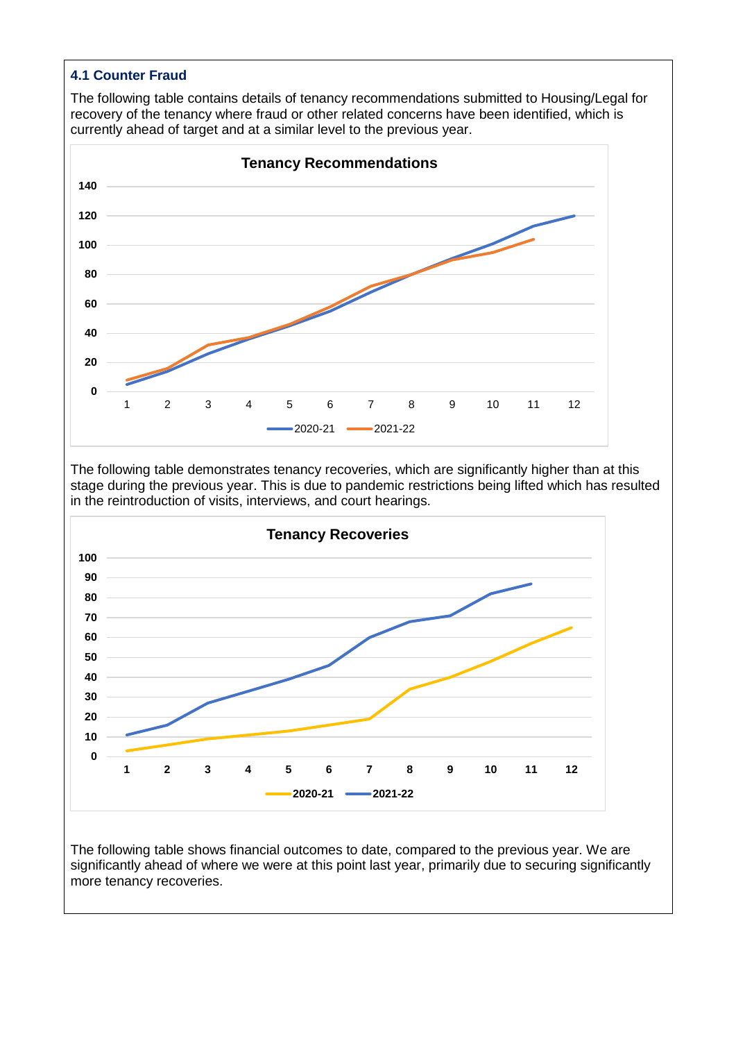### 4.1 Counter Fraud

The following table contains details of tenancy recommendations submitted to Housing/Legal for recovery of the tenancy where fraud or other related concerns have been identified, which is currently ahead of target and at a similar level to the previous year.

**Tenancy Recommendations**

The following table demonstrates tenancy recoveries, which are significantly higher than at this stage during the previous year. This is due to pandemic restrictions being lifted which has resulted in the reintroduction of visits, interviews, and court hearings.

**Tenancy Recoveries**

The following table shows financial outcomes to date, compared to the previous year. We are significantly ahead of where we were at this point last year, primarily due to securing significantly more tenancy recoveries.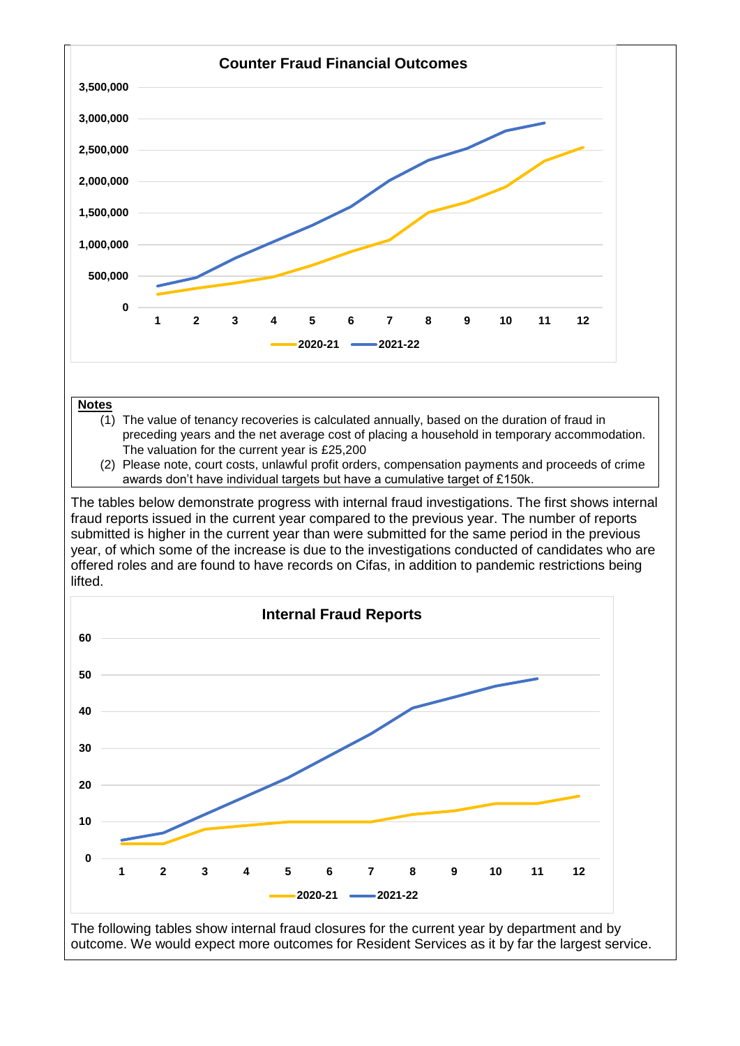**Counter Fraud Financial Outcomes**

**Notes**

(1) The value of tenancy recoveries is calculated annually, based on the duration of fraud in preceding years and the net average cost of placing a household in temporary accommodation. The valuation for the current year is £25,200

(2) Please note, court costs, unlawful profit orders, compensation payments and proceeds of crime awards don't have individual targets but have a cumulative target of £150k.

The tables below demonstrate progress with internal fraud investigations. The first shows internal fraud reports issued in the current year compared to the previous year. The number of reports submitted is higher in the current year than were submitted for the same period in the previous year, of which some of the increase is due to the investigations conducted of candidates who are offered roles and are found to have records on Cifas, in addition to pandemic restrictions being lifted.

**Internal Fraud Reports**

The following tables show internal fraud closures for the current year by department and by outcome. We would expect more outcomes for Resident Services as it by far the largest service.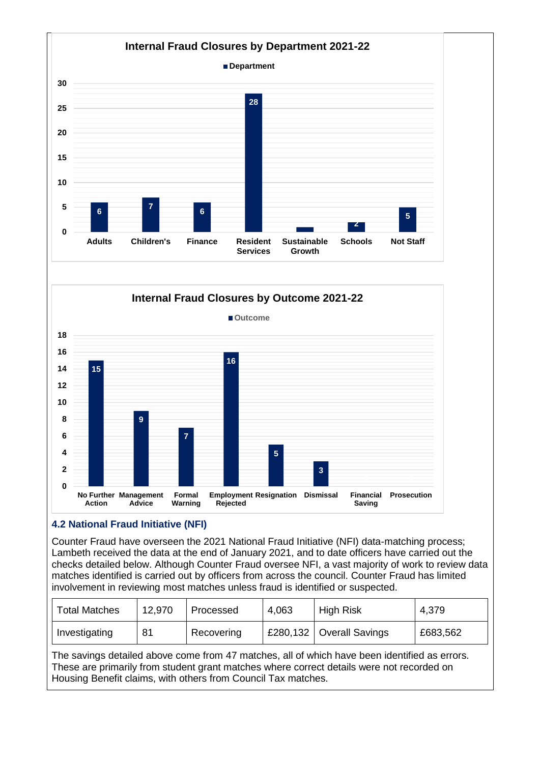**Internal Fraud Closures by Department 2021-22**

| Department | Count |
|---|---|
| Adults | 6 |
| Children's | 7 |
| Finance | 6 |
| Resident Services | 28 |
| Sustainable Growth | 1 |
| Schools | 2 |
| Not Staff | 5 |

**Internal Fraud Closures by Outcome 2021-22**

| Outcome | Count |
|---|---|
| No Further Action | 15 |
| Management Advice | 9 |
| Formal Warning | 7 |
| Employment Rejected | 16 |
| Resignation | 5 |
| Dismissal | 3 |
| Financial Saving | |
| Prosecution | |

## 4.2 National Fraud Initiative (NFI)

Counter Fraud have overseen the 2021 National Fraud Initiative (NFI) data-matching process; Lambeth received the data at the end of January 2021, and to date officers have carried out the checks detailed below. Although Counter Fraud oversee NFI, a vast majority of work to review data matches identified is carried out by officers from across the council. Counter Fraud has limited involvement in reviewing most matches unless fraud is identified or suspected.

| Total Matches | 12,970 | Processed | 4,063 | High Risk | 4,379 |
|---|---|---|---|---|---|
| Investigating | 81 | Recovering | £280,132 | Overall Savings | £683,562 |

The savings detailed above come from 47 matches, all of which have been identified as errors. These are primarily from student grant matches where correct details were not recorded on Housing Benefit claims, with others from Council Tax matches.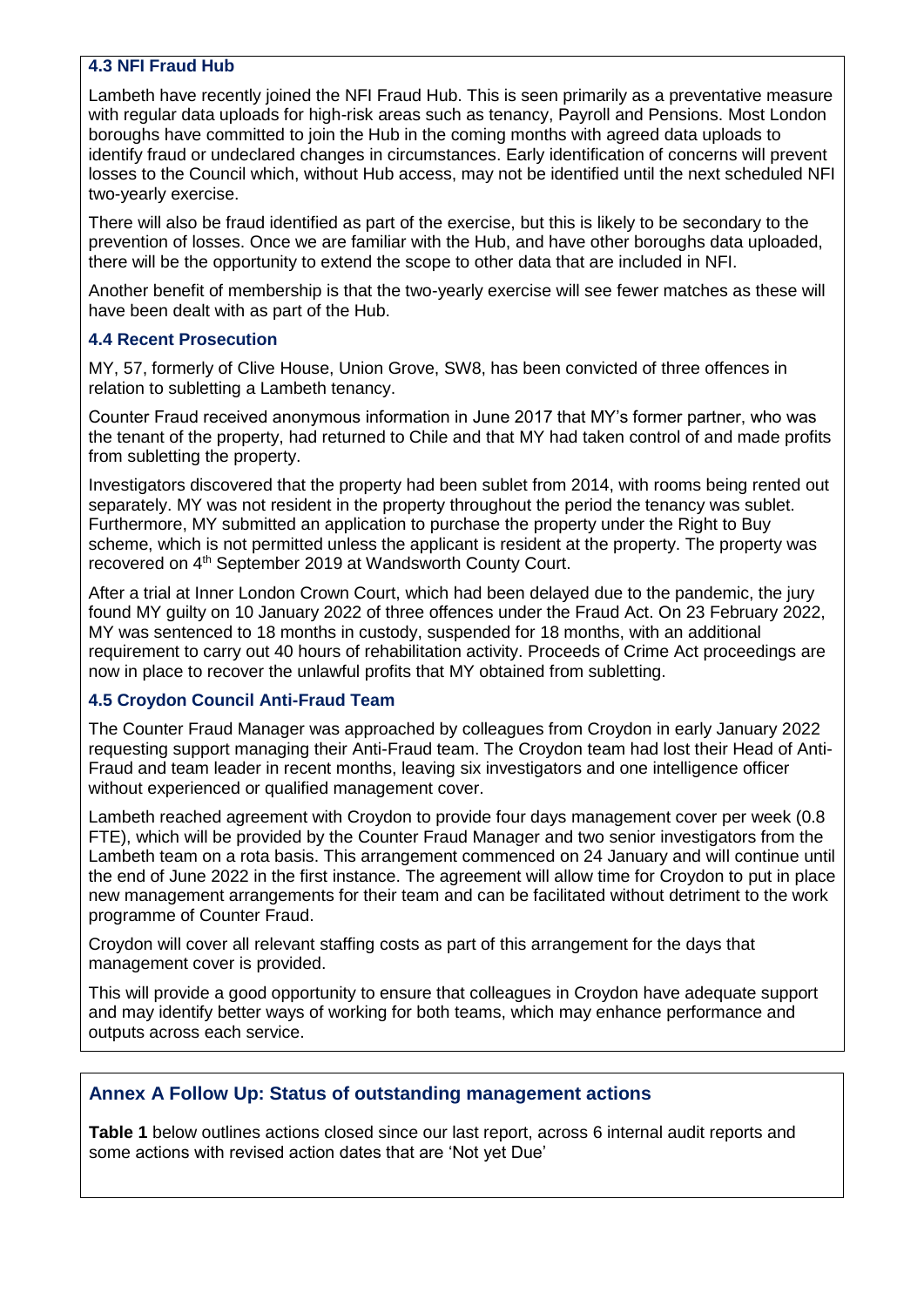### 4.3 NFI Fraud Hub

Lambeth have recently joined the NFI Fraud Hub. This is seen primarily as a preventative measure with regular data uploads for high-risk areas such as tenancy, Payroll and Pensions. Most London boroughs have committed to join the Hub in the coming months with agreed data uploads to identify fraud or undeclared changes in circumstances. Early identification of concerns will prevent losses to the Council which, without Hub access, may not be identified until the next scheduled NFI two-yearly exercise.

There will also be fraud identified as part of the exercise, but this is likely to be secondary to the prevention of losses. Once we are familiar with the Hub, and have other boroughs data uploaded, there will be the opportunity to extend the scope to other data that are included in NFI.

Another benefit of membership is that the two-yearly exercise will see fewer matches as these will have been dealt with as part of the Hub.

### 4.4 Recent Prosecution

MY, 57, formerly of Clive House, Union Grove, SW8, has been convicted of three offences in relation to subletting a Lambeth tenancy.

Counter Fraud received anonymous information in June 2017 that MY's former partner, who was the tenant of the property, had returned to Chile and that MY had taken control of and made profits from subletting the property.

Investigators discovered that the property had been sublet from 2014, with rooms being rented out separately. MY was not resident in the property throughout the period the tenancy was sublet. Furthermore, MY submitted an application to purchase the property under the Right to Buy scheme, which is not permitted unless the applicant is resident at the property. The property was recovered on 4th September 2019 at Wandsworth County Court.

After a trial at Inner London Crown Court, which had been delayed due to the pandemic, the jury found MY guilty on 10 January 2022 of three offences under the Fraud Act. On 23 February 2022, MY was sentenced to 18 months in custody, suspended for 18 months, with an additional requirement to carry out 40 hours of rehabilitation activity. Proceeds of Crime Act proceedings are now in place to recover the unlawful profits that MY obtained from subletting.

### 4.5 Croydon Council Anti-Fraud Team

The Counter Fraud Manager was approached by colleagues from Croydon in early January 2022 requesting support managing their Anti-Fraud team. The Croydon team had lost their Head of Anti-Fraud and team leader in recent months, leaving six investigators and one intelligence officer without experienced or qualified management cover.

Lambeth reached agreement with Croydon to provide four days management cover per week (0.8 FTE), which will be provided by the Counter Fraud Manager and two senior investigators from the Lambeth team on a rota basis. This arrangement commenced on 24 January and will continue until the end of June 2022 in the first instance. The agreement will allow time for Croydon to put in place new management arrangements for their team and can be facilitated without detriment to the work programme of Counter Fraud.

Croydon will cover all relevant staffing costs as part of this arrangement for the days that management cover is provided.

This will provide a good opportunity to ensure that colleagues in Croydon have adequate support and may identify better ways of working for both teams, which may enhance performance and outputs across each service.

## Annex A Follow Up: Status of outstanding management actions

**Table 1** below outlines actions closed since our last report, across 6 internal audit reports and some actions with revised action dates that are 'Not yet Due'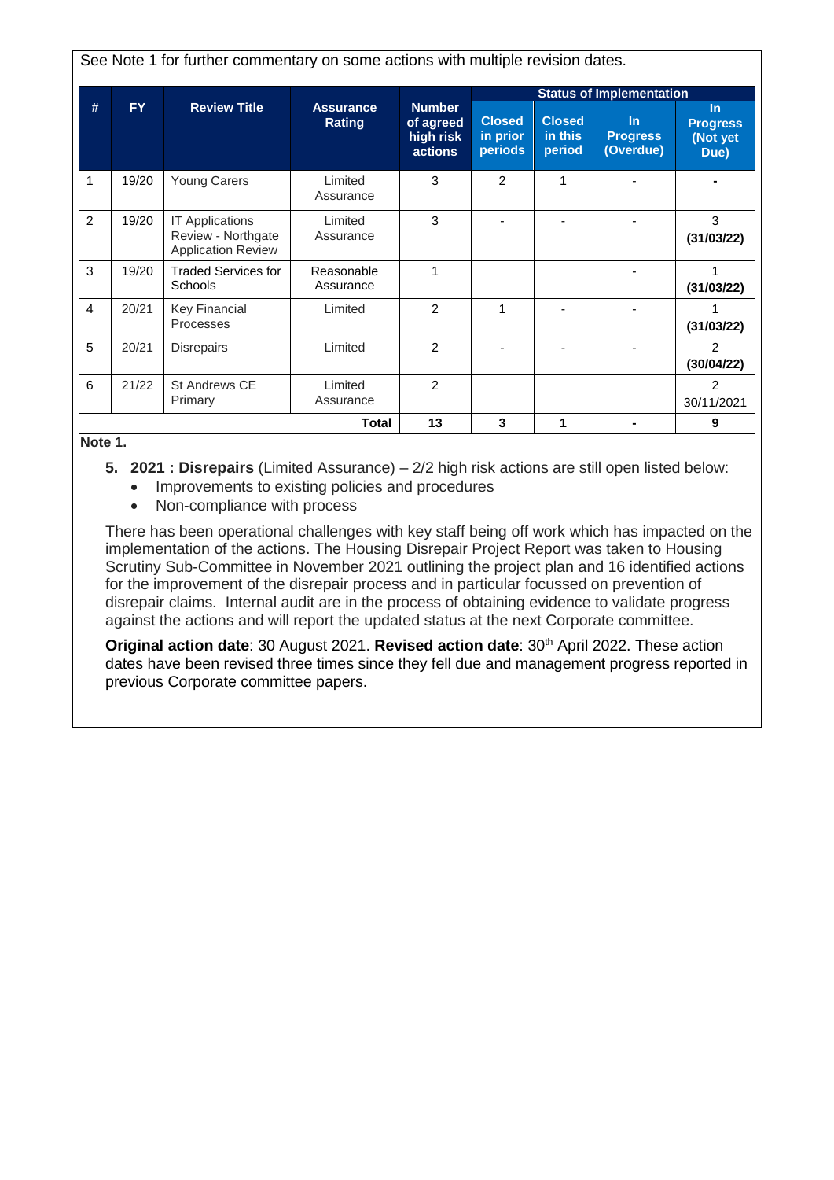See Note 1 for further commentary on some actions with multiple revision dates.

| # | FY | Review Title | Assurance Rating | Number of agreed high risk actions | Status of Implementation | | | |
|---|---|---|---|---|---|---|---|---|
| | | | | | Closed in prior periods | Closed in this period | In Progress (Overdue) | In Progress (Not yet Due) |
| 1 | 19/20 | Young Carers | Limited Assurance | 3 | 2 | 1 | - | - |
| 2 | 19/20 | IT Applications Review - Northgate Application Review | Limited Assurance | 3 | - | - | - | 3 **(31/03/22)** |
| 3 | 19/20 | Traded Services for Schools | Reasonable Assurance | 1 | | | - | 1 **(31/03/22)** |
| 4 | 20/21 | Key Financial Processes | Limited | 2 | 1 | - | - | 1 **(31/03/22)** |
| 5 | 20/21 | Disrepairs | Limited | 2 | - | - | - | 2 **(30/04/22)** |
| 6 | 21/22 | St Andrews CE Primary | Limited Assurance | 2 | | | | 2 30/11/2021 |
| | | | **Total** | **13** | **3** | **1** | **-** | **9** |

**Note 1.**

5. **2021 : Disrepairs** (Limited Assurance) – 2/2 high risk actions are still open listed below:
   - Improvements to existing policies and procedures
   - Non-compliance with process

There has been operational challenges with key staff being off work which has impacted on the implementation of the actions. The Housing Disrepair Project Report was taken to Housing Scrutiny Sub-Committee in November 2021 outlining the project plan and 16 identified actions for the improvement of the disrepair process and in particular focussed on prevention of disrepair claims. Internal audit are in the process of obtaining evidence to validate progress against the actions and will report the updated status at the next Corporate committee.

**Original action date**: 30 August 2021. **Revised action date**: 30th April 2022. These action dates have been revised three times since they fell due and management progress reported in previous Corporate committee papers.